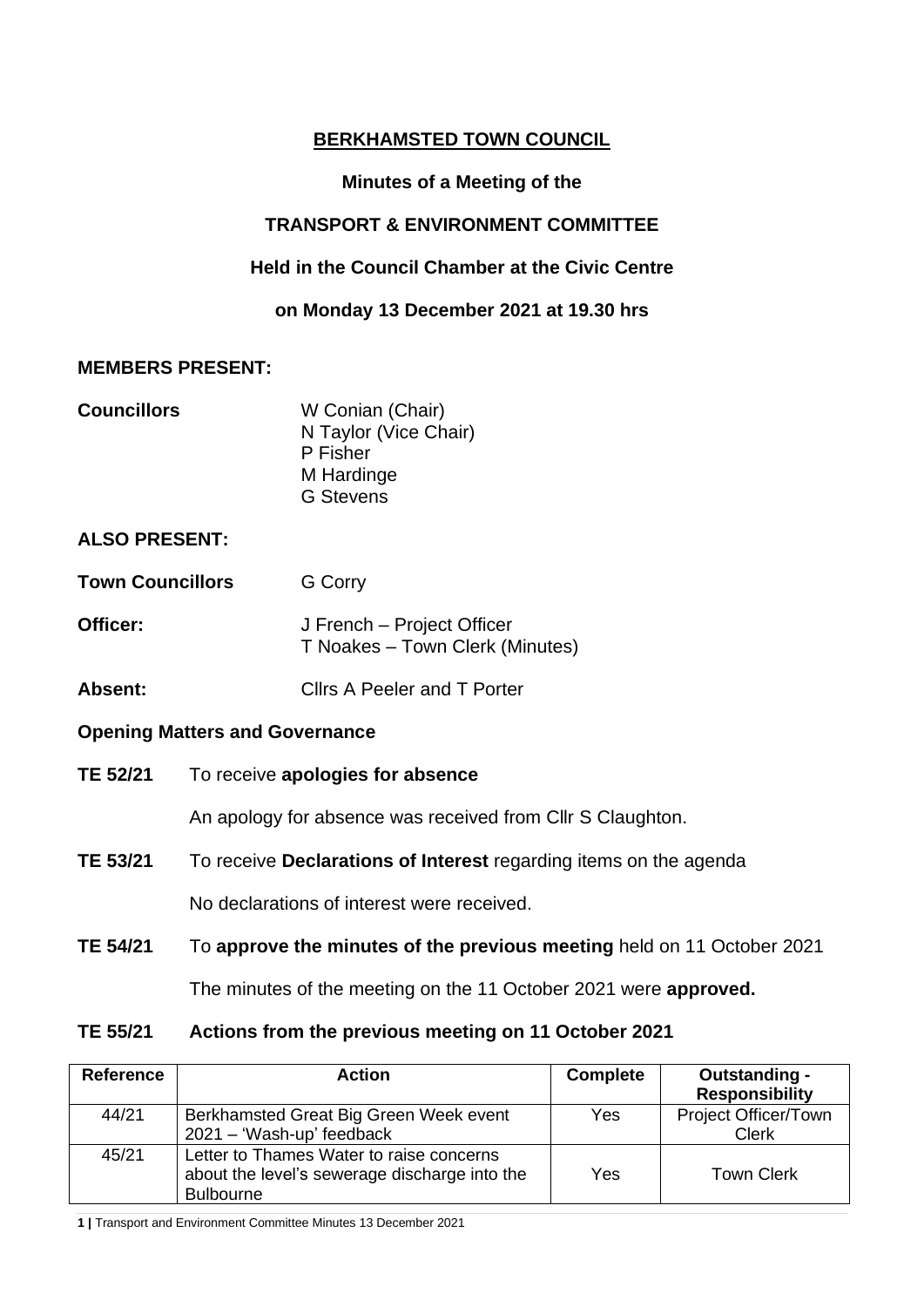# BERKHAMSTED TOWN COUNCIL

**Minutes of a Meeting of the**

**TRANSPORT & ENVIRONMENT COMMITTEE**

**Held in the Council Chamber at the Civic Centre**

**on Monday 13 December 2021 at 19.30 hrs**

**MEMBERS PRESENT:**

**Councillors** W Conian (Chair)
N Taylor (Vice Chair)
P Fisher
M Hardinge
G Stevens

**ALSO PRESENT:**

**Town Councillors** G Corry

**Officer:** J French – Project Officer
T Noakes – Town Clerk (Minutes)

**Absent:** Cllrs A Peeler and T Porter

**Opening Matters and Governance**

**TE 52/21** To receive **apologies for absence**

An apology for absence was received from Cllr S Claughton.

**TE 53/21** To receive **Declarations of Interest** regarding items on the agenda

No declarations of interest were received.

**TE 54/21** To **approve the minutes of the previous meeting** held on 11 October 2021

The minutes of the meeting on the 11 October 2021 were **approved.**

**TE 55/21 Actions from the previous meeting on 11 October 2021**

| Reference | Action | Complete | Outstanding - Responsibility |
|---|---|---|---|
| 44/21 | Berkhamsted Great Big Green Week event 2021 – 'Wash-up' feedback | Yes | Project Officer/Town Clerk |
| 45/21 | Letter to Thames Water to raise concerns about the level's sewerage discharge into the Bulbourne | Yes | Town Clerk |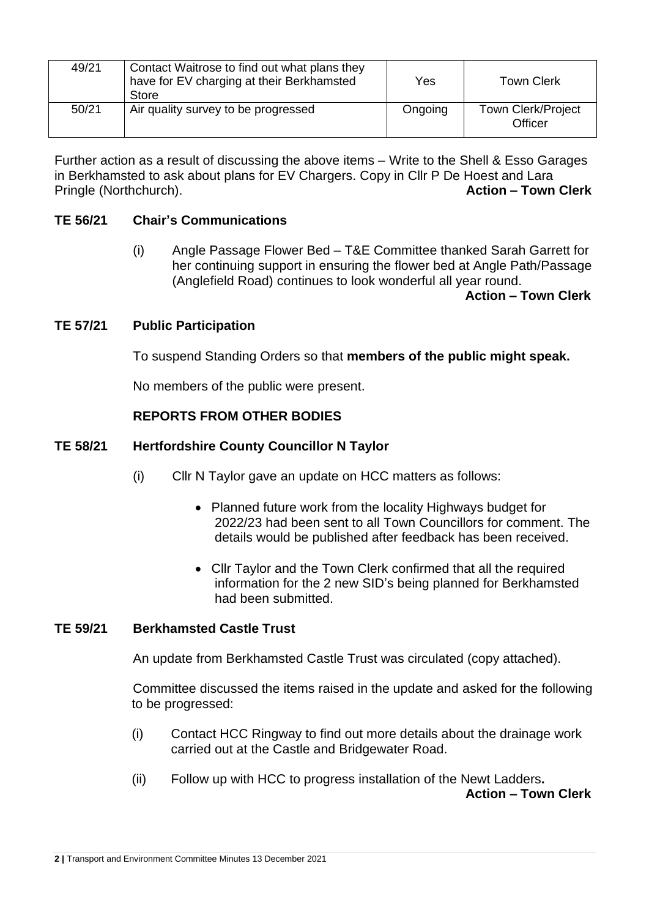| 49/21 | Contact Waitrose to find out what plans they have for EV charging at their Berkhamsted Store | Yes | Town Clerk |
|---|---|---|---|
| 50/21 | Air quality survey to be progressed | Ongoing | Town Clerk/Project Officer |

Further action as a result of discussing the above items – Write to the Shell & Esso Garages in Berkhamsted to ask about plans for EV Chargers. Copy in Cllr P De Hoest and Lara Pringle (Northchurch). **Action – Town Clerk**

## TE 56/21 Chair's Communications

(i) Angle Passage Flower Bed – T&E Committee thanked Sarah Garrett for her continuing support in ensuring the flower bed at Angle Path/Passage (Anglefield Road) continues to look wonderful all year round.

**Action – Town Clerk**

## TE 57/21 Public Participation

To suspend Standing Orders so that **members of the public might speak.**

No members of the public were present.

## REPORTS FROM OTHER BODIES

## TE 58/21 Hertfordshire County Councillor N Taylor

(i) Cllr N Taylor gave an update on HCC matters as follows:

- Planned future work from the locality Highways budget for 2022/23 had been sent to all Town Councillors for comment. The details would be published after feedback has been received.
- Cllr Taylor and the Town Clerk confirmed that all the required information for the 2 new SID's being planned for Berkhamsted had been submitted.

## TE 59/21 Berkhamsted Castle Trust

An update from Berkhamsted Castle Trust was circulated (copy attached).

Committee discussed the items raised in the update and asked for the following to be progressed:

(i) Contact HCC Ringway to find out more details about the drainage work carried out at the Castle and Bridgewater Road.

(ii) Follow up with HCC to progress installation of the Newt Ladders**.**

**Action – Town Clerk**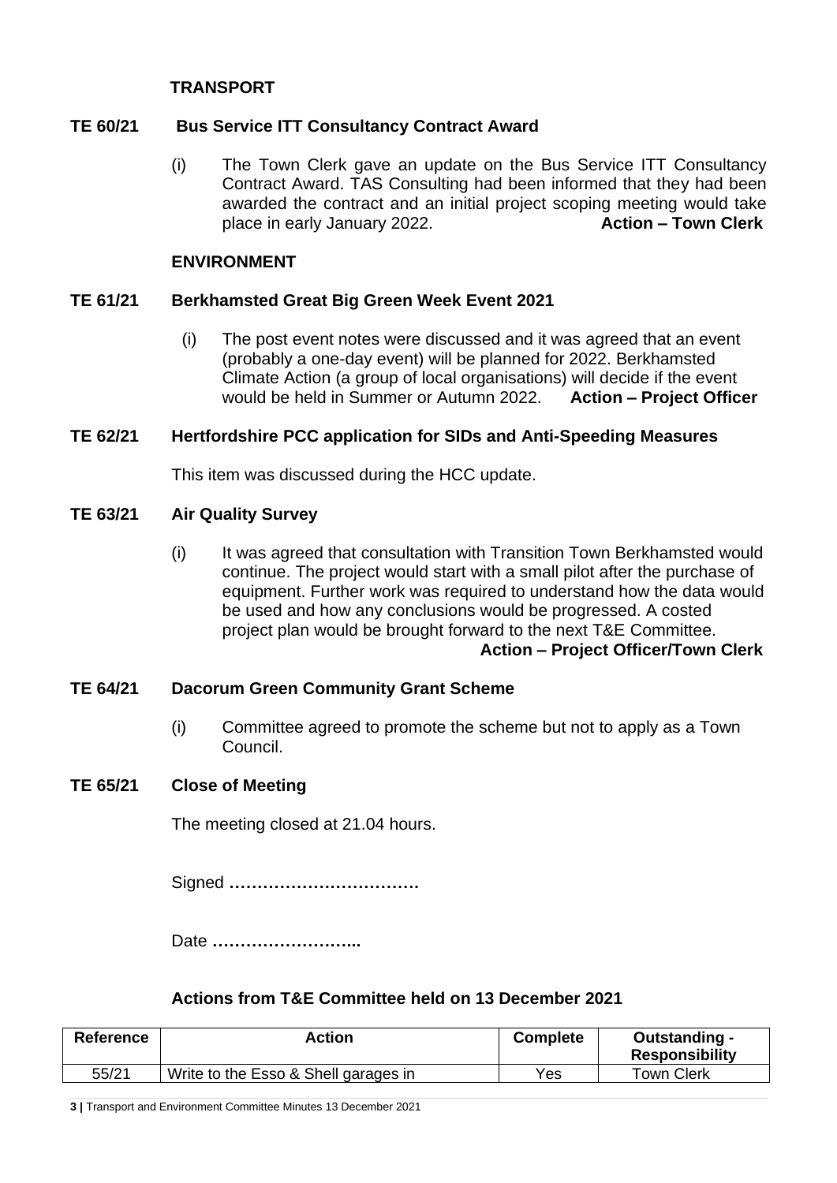## TRANSPORT

**TE 60/21 Bus Service ITT Consultancy Contract Award**

(i) The Town Clerk gave an update on the Bus Service ITT Consultancy Contract Award. TAS Consulting had been informed that they had been awarded the contract and an initial project scoping meeting would take place in early January 2022. **Action – Town Clerk**

## ENVIRONMENT

**TE 61/21 Berkhamsted Great Big Green Week Event 2021**

(i) The post event notes were discussed and it was agreed that an event (probably a one-day event) will be planned for 2022. Berkhamsted Climate Action (a group of local organisations) will decide if the event would be held in Summer or Autumn 2022. **Action – Project Officer**

**TE 62/21 Hertfordshire PCC application for SIDs and Anti-Speeding Measures**

This item was discussed during the HCC update.

**TE 63/21 Air Quality Survey**

(i) It was agreed that consultation with Transition Town Berkhamsted would continue. The project would start with a small pilot after the purchase of equipment. Further work was required to understand how the data would be used and how any conclusions would be progressed. A costed project plan would be brought forward to the next T&E Committee.
**Action – Project Officer/Town Clerk**

**TE 64/21 Dacorum Green Community Grant Scheme**

(i) Committee agreed to promote the scheme but not to apply as a Town Council.

**TE 65/21 Close of Meeting**

The meeting closed at 21.04 hours.

Signed …………………………….

Date ……………………...

### Actions from T&E Committee held on 13 December 2021

| Reference | Action | Complete | Outstanding - Responsibility |
|---|---|---|---|
| 55/21 | Write to the Esso & Shell garages in | Yes | Town Clerk |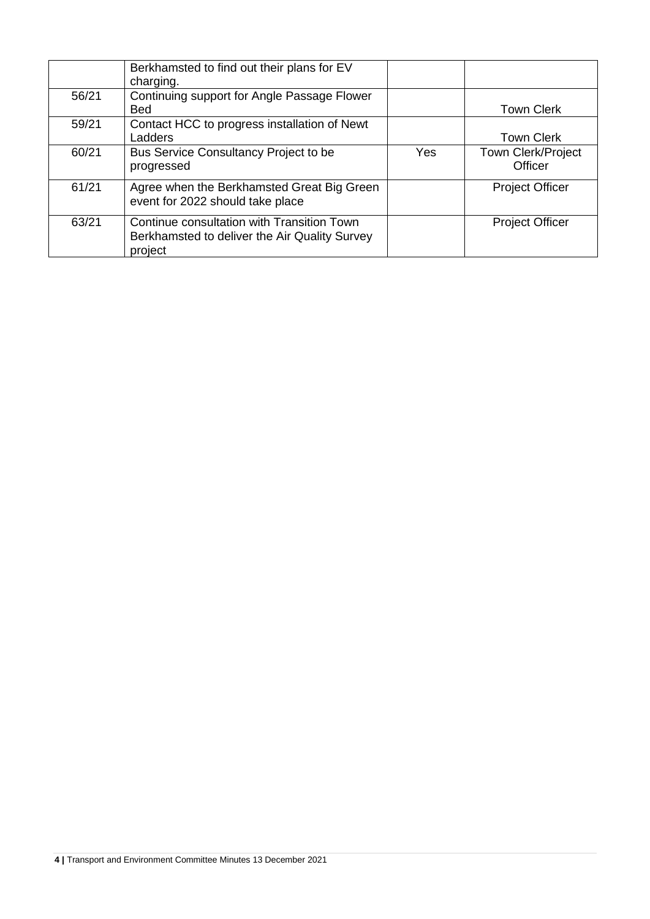| | | | |
|---|---|---|---|
| | Berkhamsted to find out their plans for EV charging. | | |
| 56/21 | Continuing support for Angle Passage Flower Bed | | Town Clerk |
| 59/21 | Contact HCC to progress installation of Newt Ladders | | Town Clerk |
| 60/21 | Bus Service Consultancy Project to be progressed | Yes | Town Clerk/Project Officer |
| 61/21 | Agree when the Berkhamsted Great Big Green event for 2022 should take place | | Project Officer |
| 63/21 | Continue consultation with Transition Town Berkhamsted to deliver the Air Quality Survey project | | Project Officer |